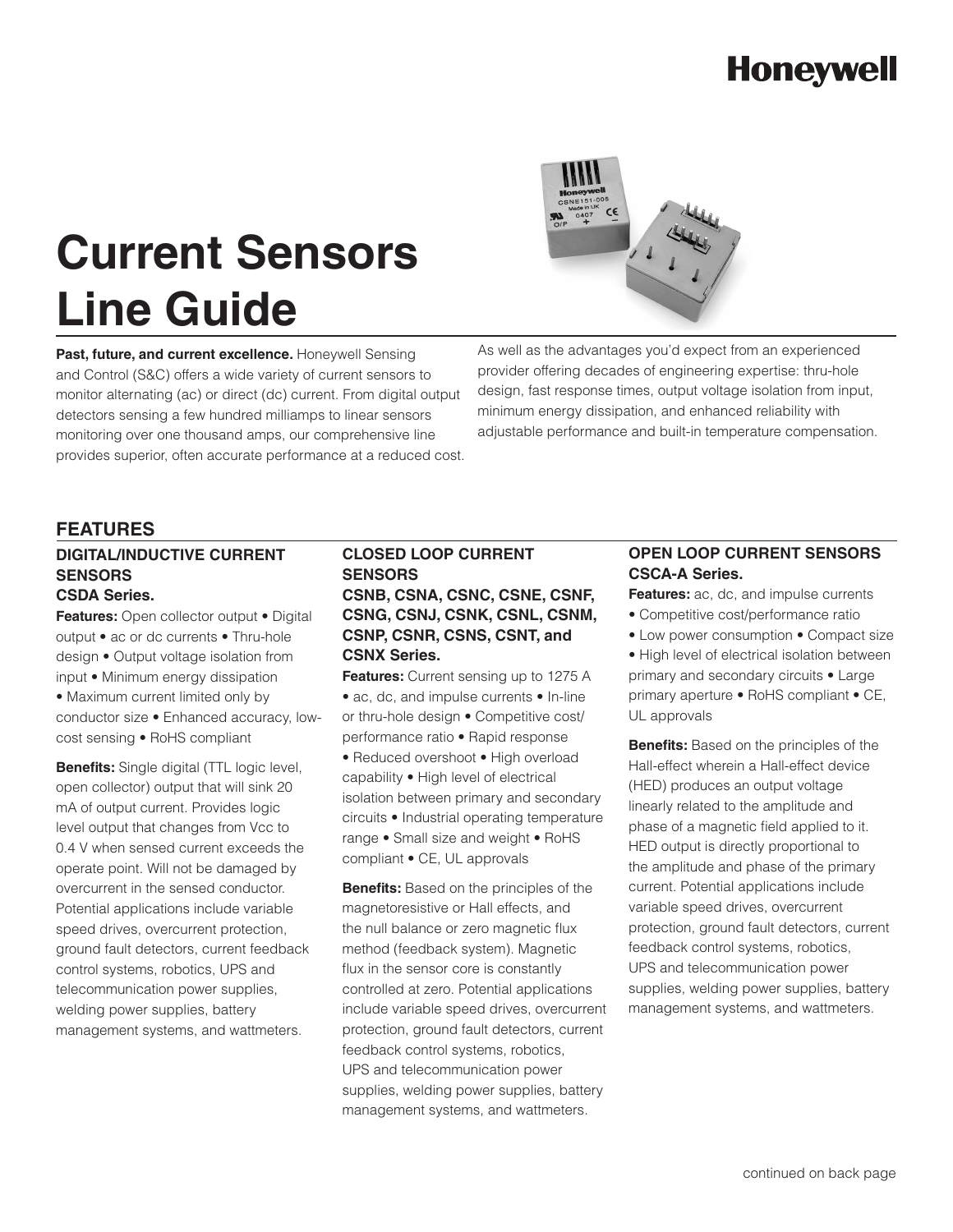Honeywell

# Current Sensors Line Guide

**Past, future, and current excellence.** Honeywell Sensing and Control (S&C) offers a wide variety of current sensors to monitor alternating (ac) or direct (dc) current. From digital output detectors sensing a few hundred milliamps to linear sensors monitoring over one thousand amps, our comprehensive line provides superior, often accurate performance at a reduced cost.

As well as the advantages you'd expect from an experienced provider offering decades of engineering expertise: thru-hole design, fast response times, output voltage isolation from input, minimum energy dissipation, and enhanced reliability with adjustable performance and built-in temperature compensation.

## FEATURES

### DIGITAL/INDUCTIVE CURRENT SENSORS CSDA Series.

**Features:** Open collector output • Digital output • ac or dc currents • Thru-hole design • Output voltage isolation from input • Minimum energy dissipation • Maximum current limited only by conductor size • Enhanced accuracy, low-cost sensing • RoHS compliant

**Benefits:** Single digital (TTL logic level, open collector) output that will sink 20 mA of output current. Provides logic level output that changes from Vcc to 0.4 V when sensed current exceeds the operate point. Will not be damaged by overcurrent in the sensed conductor. Potential applications include variable speed drives, overcurrent protection, ground fault detectors, current feedback control systems, robotics, UPS and telecommunication power supplies, welding power supplies, battery management systems, and wattmeters.

### CLOSED LOOP CURRENT SENSORS CSNB, CSNA, CSNC, CSNE, CSNF, CSNG, CSNJ, CSNK, CSNL, CSNM, CSNP, CSNR, CSNS, CSNT, and CSNX Series.

**Features:** Current sensing up to 1275 A • ac, dc, and impulse currents • In-line or thru-hole design • Competitive cost/performance ratio • Rapid response • Reduced overshoot • High overload capability • High level of electrical isolation between primary and secondary circuits • Industrial operating temperature range • Small size and weight • RoHS compliant • CE, UL approvals

**Benefits:** Based on the principles of the magnetoresistive or Hall effects, and the null balance or zero magnetic flux method (feedback system). Magnetic flux in the sensor core is constantly controlled at zero. Potential applications include variable speed drives, overcurrent protection, ground fault detectors, current feedback control systems, robotics, UPS and telecommunication power supplies, welding power supplies, battery management systems, and wattmeters.

### OPEN LOOP CURRENT SENSORS CSCA-A Series.

**Features:** ac, dc, and impulse currents • Competitive cost/performance ratio • Low power consumption • Compact size • High level of electrical isolation between primary and secondary circuits • Large primary aperture • RoHS compliant • CE, UL approvals

**Benefits:** Based on the principles of the Hall-effect wherein a Hall-effect device (HED) produces an output voltage linearly related to the amplitude and phase of a magnetic field applied to it. HED output is directly proportional to the amplitude and phase of the primary current. Potential applications include variable speed drives, overcurrent protection, ground fault detectors, current feedback control systems, robotics, UPS and telecommunication power supplies, welding power supplies, battery management systems, and wattmeters.

continued on back page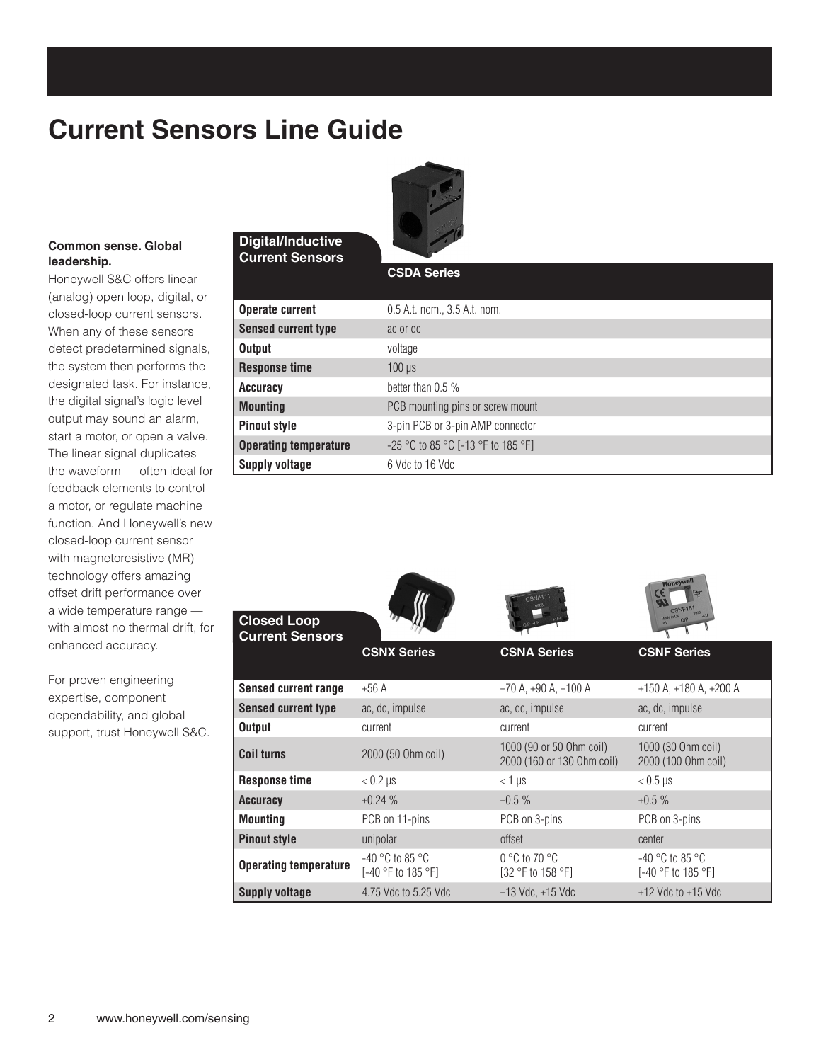# Current Sensors Line Guide

**Common sense. Global leadership.**

Honeywell S&C offers linear (analog) open loop, digital, or closed-loop current sensors. When any of these sensors detect predetermined signals, the system then performs the designated task. For instance, the digital signal's logic level output may sound an alarm, start a motor, or open a valve. The linear signal duplicates the waveform — often ideal for feedback elements to control a motor, or regulate machine function. And Honeywell's new closed-loop current sensor with magnetoresistive (MR) technology offers amazing offset drift performance over a wide temperature range — with almost no thermal drift, for enhanced accuracy.

For proven engineering expertise, component dependability, and global support, trust Honeywell S&C.

## Digital/Inductive Current Sensors

| | CSDA Series |
|---|---|
| **Operate current** | 0.5 A.t. nom., 3.5 A.t. nom. |
| **Sensed current type** | ac or dc |
| **Output** | voltage |
| **Response time** | 100 µs |
| **Accuracy** | better than 0.5 % |
| **Mounting** | PCB mounting pins or screw mount |
| **Pinout style** | 3-pin PCB or 3-pin AMP connector |
| **Operating temperature** | -25 °C to 85 °C [-13 °F to 185 °F] |
| **Supply voltage** | 6 Vdc to 16 Vdc |

## Closed Loop Current Sensors

| | CSNX Series | CSNA Series | CSNF Series |
|---|---|---|---|
| **Sensed current range** | ±56 A | ±70 A, ±90 A, ±100 A | ±150 A, ±180 A, ±200 A |
| **Sensed current type** | ac, dc, impulse | ac, dc, impulse | ac, dc, impulse |
| **Output** | current | current | current |
| **Coil turns** | 2000 (50 Ohm coil) | 1000 (90 or 50 Ohm coil) 2000 (160 or 130 Ohm coil) | 1000 (30 Ohm coil) 2000 (100 Ohm coil) |
| **Response time** | < 0.2 µs | < 1 µs | < 0.5 µs |
| **Accuracy** | ±0.24 % | ±0.5 % | ±0.5 % |
| **Mounting** | PCB on 11-pins | PCB on 3-pins | PCB on 3-pins |
| **Pinout style** | unipolar | offset | center |
| **Operating temperature** | -40 °C to 85 °C [-40 °F to 185 °F] | 0 °C to 70 °C [32 °F to 158 °F] | -40 °C to 85 °C [-40 °F to 185 °F] |
| **Supply voltage** | 4.75 Vdc to 5.25 Vdc | ±13 Vdc, ±15 Vdc | ±12 Vdc to ±15 Vdc |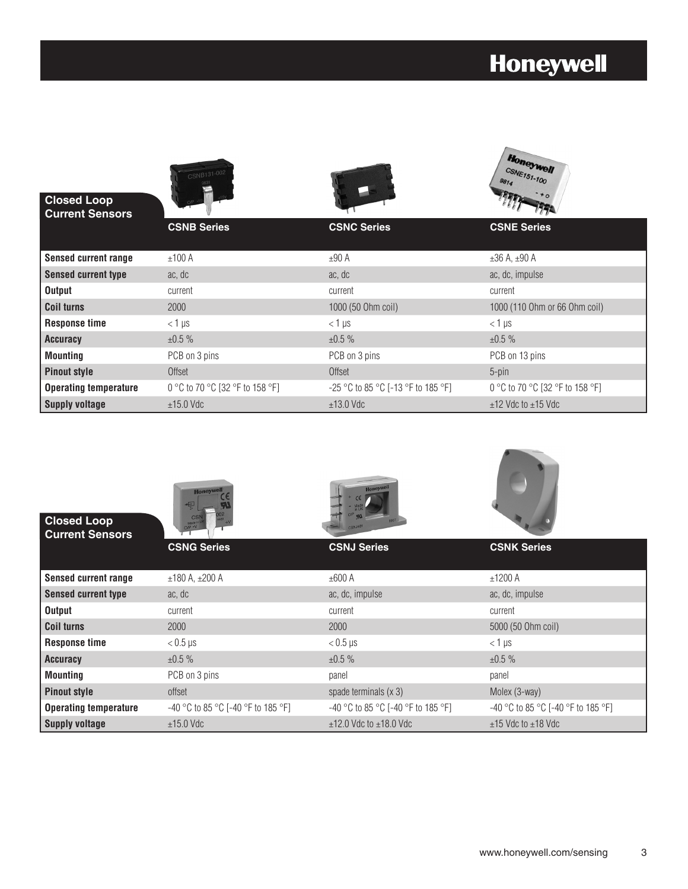## Closed Loop Current Sensors

| Closed Loop Current Sensors | CSNB Series | CSNC Series | CSNE Series |
|---|---|---|---|
| **Sensed current range** | ±100 A | ±90 A | ±36 A, ±90 A |
| **Sensed current type** | ac, dc | ac, dc | ac, dc, impulse |
| **Output** | current | current | current |
| **Coil turns** | 2000 | 1000 (50 Ohm coil) | 1000 (110 Ohm or 66 Ohm coil) |
| **Response time** | < 1 µs | < 1 µs | < 1 µs |
| **Accuracy** | ±0.5 % | ±0.5 % | ±0.5 % |
| **Mounting** | PCB on 3 pins | PCB on 3 pins | PCB on 13 pins |
| **Pinout style** | Offset | Offset | 5-pin |
| **Operating temperature** | 0 °C to 70 °C [32 °F to 158 °F] | -25 °C to 85 °C [-13 °F to 185 °F] | 0 °C to 70 °C [32 °F to 158 °F] |
| **Supply voltage** | ±15.0 Vdc | ±13.0 Vdc | ±12 Vdc to ±15 Vdc |

## Closed Loop Current Sensors

| Closed Loop Current Sensors | CSNG Series | CSNJ Series | CSNK Series |
|---|---|---|---|
| **Sensed current range** | ±180 A, ±200 A | ±600 A | ±1200 A |
| **Sensed current type** | ac, dc | ac, dc, impulse | ac, dc, impulse |
| **Output** | current | current | current |
| **Coil turns** | 2000 | 2000 | 5000 (50 Ohm coil) |
| **Response time** | < 0.5 µs | < 0.5 µs | < 1 µs |
| **Accuracy** | ±0.5 % | ±0.5 % | ±0.5 % |
| **Mounting** | PCB on 3 pins | panel | panel |
| **Pinout style** | offset | spade terminals (x 3) | Molex (3-way) |
| **Operating temperature** | -40 °C to 85 °C [-40 °F to 185 °F] | -40 °C to 85 °C [-40 °F to 185 °F] | -40 °C to 85 °C [-40 °F to 185 °F] |
| **Supply voltage** | ±15.0 Vdc | ±12.0 Vdc to ±18.0 Vdc | ±15 Vdc to ±18 Vdc |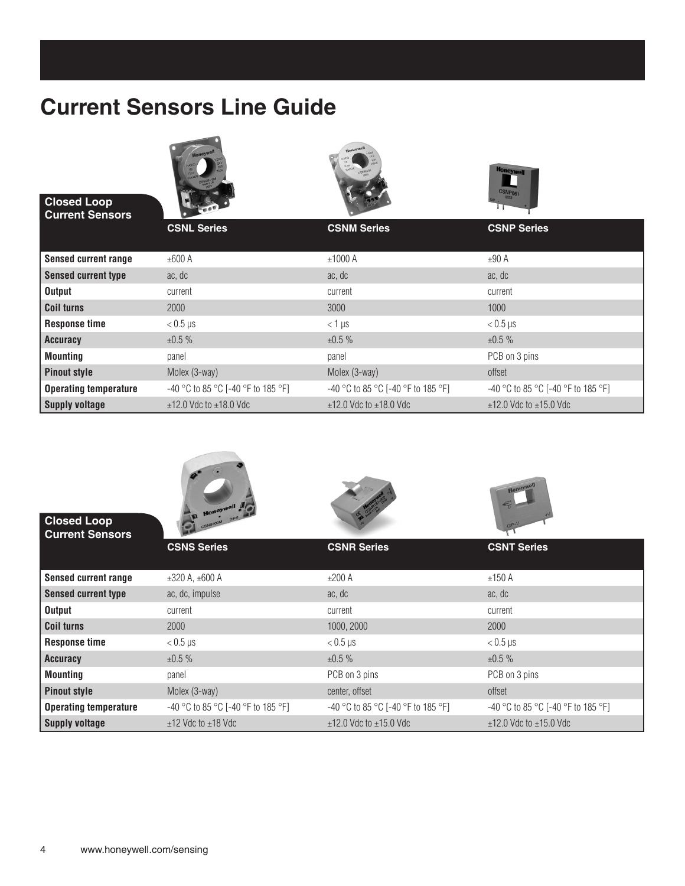# Current Sensors Line Guide

| Closed Loop Current Sensors | CSNL Series | CSNM Series | CSNP Series |
|---|---|---|---|
| **Sensed current range** | ±600 A | ±1000 A | ±90 A |
| **Sensed current type** | ac, dc | ac, dc | ac, dc |
| **Output** | current | current | current |
| **Coil turns** | 2000 | 3000 | 1000 |
| **Response time** | < 0.5 µs | < 1 µs | < 0.5 µs |
| **Accuracy** | ±0.5 % | ±0.5 % | ±0.5 % |
| **Mounting** | panel | panel | PCB on 3 pins |
| **Pinout style** | Molex (3-way) | Molex (3-way) | offset |
| **Operating temperature** | -40 °C to 85 °C [-40 °F to 185 °F] | -40 °C to 85 °C [-40 °F to 185 °F] | -40 °C to 85 °C [-40 °F to 185 °F] |
| **Supply voltage** | ±12.0 Vdc to ±18.0 Vdc | ±12.0 Vdc to ±18.0 Vdc | ±12.0 Vdc to ±15.0 Vdc |

| Closed Loop Current Sensors | CSNS Series | CSNR Series | CSNT Series |
|---|---|---|---|
| **Sensed current range** | ±320 A, ±600 A | ±200 A | ±150 A |
| **Sensed current type** | ac, dc, impulse | ac, dc | ac, dc |
| **Output** | current | current | current |
| **Coil turns** | 2000 | 1000, 2000 | 2000 |
| **Response time** | < 0.5 µs | < 0.5 µs | < 0.5 µs |
| **Accuracy** | ±0.5 % | ±0.5 % | ±0.5 % |
| **Mounting** | panel | PCB on 3 pins | PCB on 3 pins |
| **Pinout style** | Molex (3-way) | center, offset | offset |
| **Operating temperature** | -40 °C to 85 °C [-40 °F to 185 °F] | -40 °C to 85 °C [-40 °F to 185 °F] | -40 °C to 85 °C [-40 °F to 185 °F] |
| **Supply voltage** | ±12 Vdc to ±18 Vdc | ±12.0 Vdc to ±15.0 Vdc | ±12.0 Vdc to ±15.0 Vdc |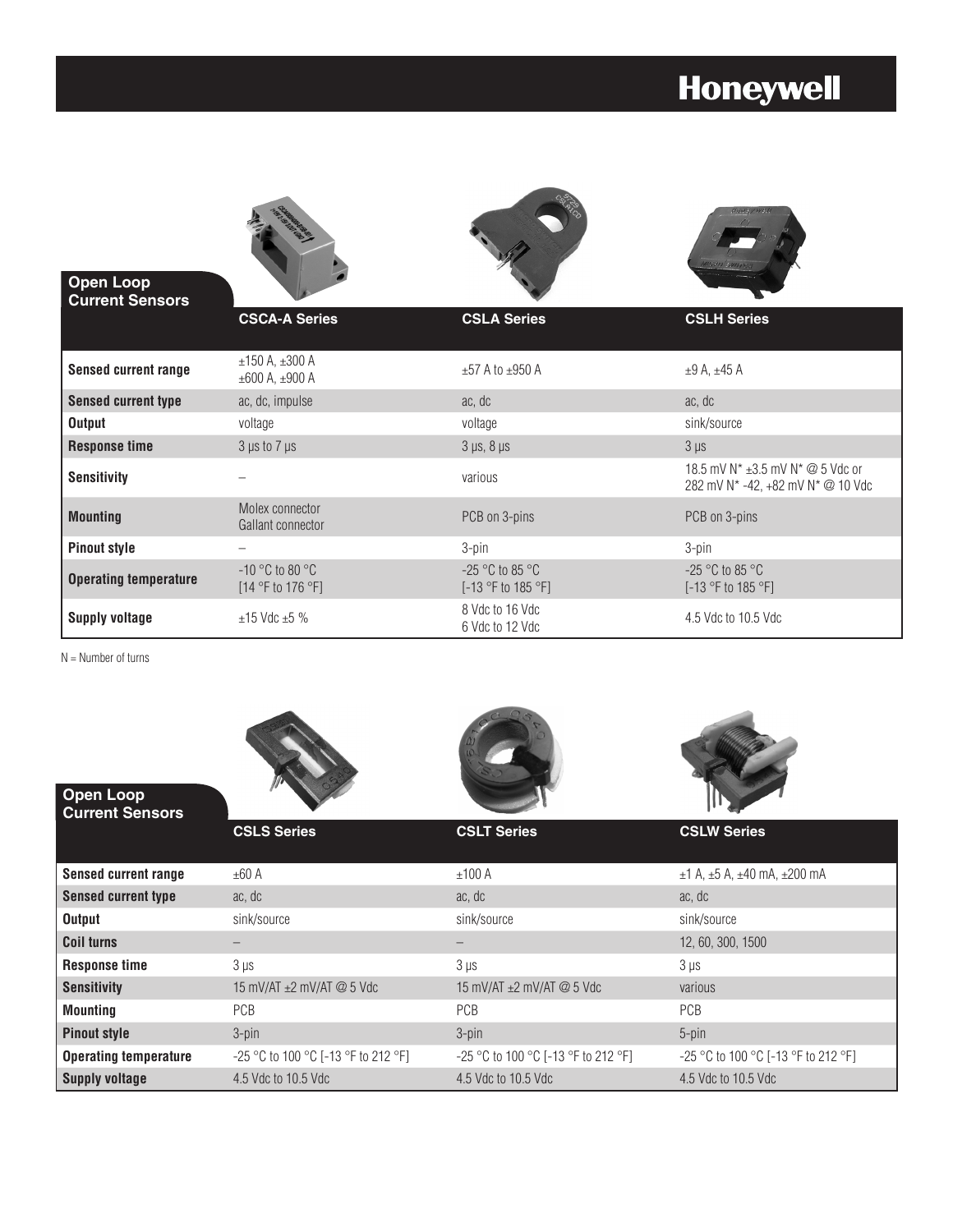## Open Loop Current Sensors

| | CSCA-A Series | CSLA Series | CSLH Series |
|---|---|---|---|
| **Sensed current range** | ±150 A, ±300 A<br>±600 A, ±900 A | ±57 A to ±950 A | ±9 A, ±45 A |
| **Sensed current type** | ac, dc, impulse | ac, dc | ac, dc |
| **Output** | voltage | voltage | sink/source |
| **Response time** | 3 µs to 7 µs | 3 µs, 8 µs | 3 µs |
| **Sensitivity** | – | various | 18.5 mV N* ±3.5 mV N* @ 5 Vdc or<br>282 mV N* -42, +82 mV N* @ 10 Vdc |
| **Mounting** | Molex connector<br>Gallant connector | PCB on 3-pins | PCB on 3-pins |
| **Pinout style** | – | 3-pin | 3-pin |
| **Operating temperature** | -10 °C to 80 °C<br>[14 °F to 176 °F] | -25 °C to 85 °C<br>[-13 °F to 185 °F] | -25 °C to 85 °C<br>[-13 °F to 185 °F] |
| **Supply voltage** | ±15 Vdc ±5 % | 8 Vdc to 16 Vdc<br>6 Vdc to 12 Vdc | 4.5 Vdc to 10.5 Vdc |

N = Number of turns

## Open Loop Current Sensors

| | CSLS Series | CSLT Series | CSLW Series |
|---|---|---|---|
| **Sensed current range** | ±60 A | ±100 A | ±1 A, ±5 A, ±40 mA, ±200 mA |
| **Sensed current type** | ac, dc | ac, dc | ac, dc |
| **Output** | sink/source | sink/source | sink/source |
| **Coil turns** | – | – | 12, 60, 300, 1500 |
| **Response time** | 3 µs | 3 µs | 3 µs |
| **Sensitivity** | 15 mV/AT ±2 mV/AT @ 5 Vdc | 15 mV/AT ±2 mV/AT @ 5 Vdc | various |
| **Mounting** | PCB | PCB | PCB |
| **Pinout style** | 3-pin | 3-pin | 5-pin |
| **Operating temperature** | -25 °C to 100 °C [-13 °F to 212 °F] | -25 °C to 100 °C [-13 °F to 212 °F] | -25 °C to 100 °C [-13 °F to 212 °F] |
| **Supply voltage** | 4.5 Vdc to 10.5 Vdc | 4.5 Vdc to 10.5 Vdc | 4.5 Vdc to 10.5 Vdc |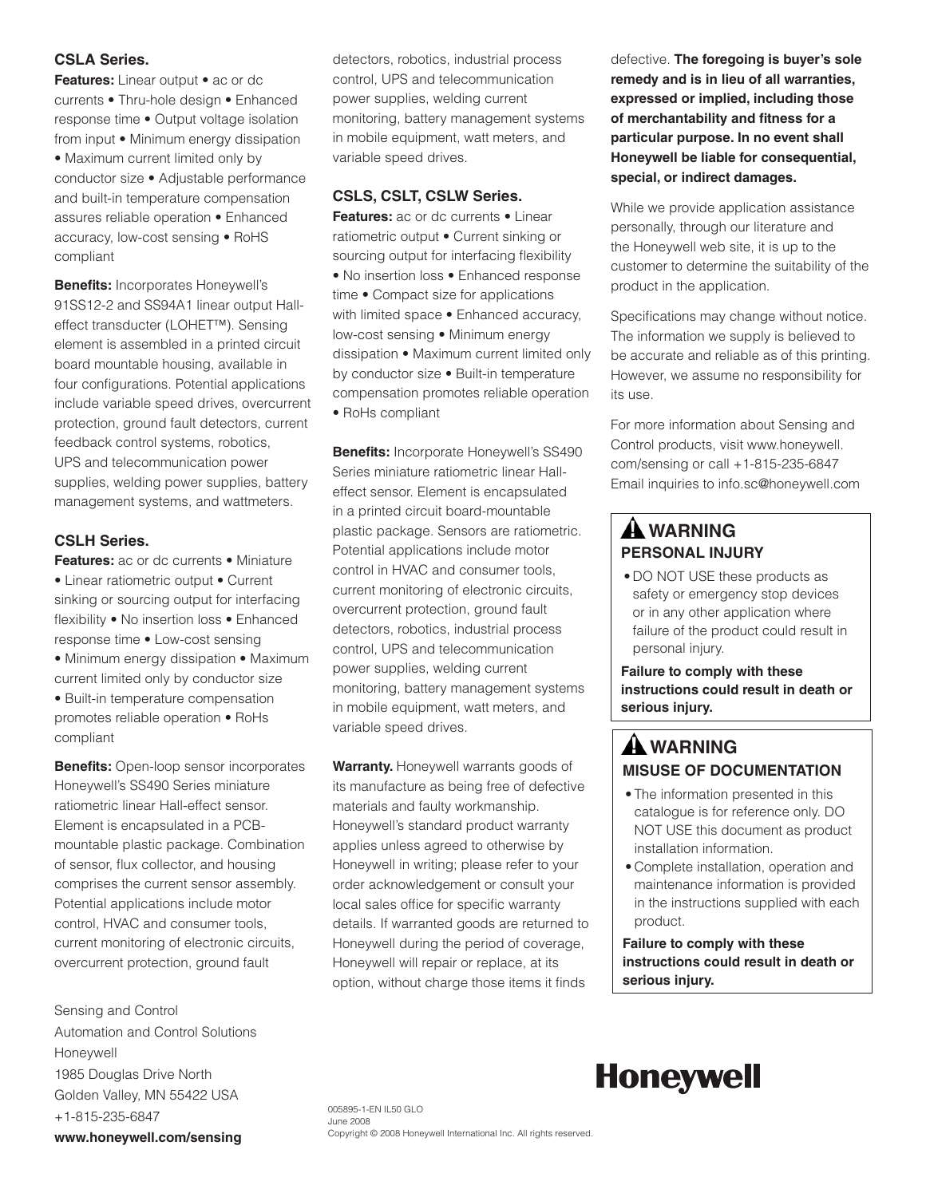### CSLA Series.

**Features:** Linear output • ac or dc currents • Thru-hole design • Enhanced response time • Output voltage isolation from input • Minimum energy dissipation • Maximum current limited only by conductor size • Adjustable performance and built-in temperature compensation assures reliable operation • Enhanced accuracy, low-cost sensing • RoHS compliant

**Benefits:** Incorporates Honeywell's 91SS12-2 and SS94A1 linear output Hall-effect transducter (LOHET™). Sensing element is assembled in a printed circuit board mountable housing, available in four configurations. Potential applications include variable speed drives, overcurrent protection, ground fault detectors, current feedback control systems, robotics, UPS and telecommunication power supplies, welding power supplies, battery management systems, and wattmeters.

### CSLH Series.

**Features:** ac or dc currents • Miniature • Linear ratiometric output • Current sinking or sourcing output for interfacing flexibility • No insertion loss • Enhanced response time • Low-cost sensing • Minimum energy dissipation • Maximum current limited only by conductor size • Built-in temperature compensation promotes reliable operation • RoHs compliant

**Benefits:** Open-loop sensor incorporates Honeywell's SS490 Series miniature ratiometric linear Hall-effect sensor. Element is encapsulated in a PCB-mountable plastic package. Combination of sensor, flux collector, and housing comprises the current sensor assembly. Potential applications include motor control, HVAC and consumer tools, current monitoring of electronic circuits, overcurrent protection, ground fault detectors, robotics, industrial process control, UPS and telecommunication power supplies, welding current monitoring, battery management systems in mobile equipment, watt meters, and variable speed drives.

### CSLS, CSLT, CSLW Series.

**Features:** ac or dc currents • Linear ratiometric output • Current sinking or sourcing output for interfacing flexibility • No insertion loss • Enhanced response time • Compact size for applications with limited space • Enhanced accuracy, low-cost sensing • Minimum energy dissipation • Maximum current limited only by conductor size • Built-in temperature compensation promotes reliable operation • RoHs compliant

**Benefits:** Incorporate Honeywell's SS490 Series miniature ratiometric linear Hall-effect sensor. Element is encapsulated in a printed circuit board-mountable plastic package. Sensors are ratiometric. Potential applications include motor control in HVAC and consumer tools, current monitoring of electronic circuits, overcurrent protection, ground fault detectors, robotics, industrial process control, UPS and telecommunication power supplies, welding current monitoring, battery management systems in mobile equipment, watt meters, and variable speed drives.

**Warranty.** Honeywell warrants goods of its manufacture as being free of defective materials and faulty workmanship. Honeywell's standard product warranty applies unless agreed to otherwise by Honeywell in writing; please refer to your order acknowledgement or consult your local sales office for specific warranty details. If warranted goods are returned to Honeywell during the period of coverage, Honeywell will repair or replace, at its option, without charge those items it finds defective. **The foregoing is buyer's sole remedy and is in lieu of all warranties, expressed or implied, including those of merchantability and fitness for a particular purpose. In no event shall Honeywell be liable for consequential, special, or indirect damages.**

While we provide application assistance personally, through our literature and the Honeywell web site, it is up to the customer to determine the suitability of the product in the application.

Specifications may change without notice. The information we supply is believed to be accurate and reliable as of this printing. However, we assume no responsibility for its use.

For more information about Sensing and Control products, visit www.honeywell.com/sensing or call +1-815-235-6847 Email inquiries to info.sc@honeywell.com

**⚠ WARNING**
**PERSONAL INJURY**

- DO NOT USE these products as safety or emergency stop devices or in any other application where failure of the product could result in personal injury.

**Failure to comply with these instructions could result in death or serious injury.**

**⚠ WARNING**
**MISUSE OF DOCUMENTATION**

- The information presented in this catalogue is for reference only. DO NOT USE this document as product installation information.
- Complete installation, operation and maintenance information is provided in the instructions supplied with each product.

**Failure to comply with these instructions could result in death or serious injury.**

Sensing and Control
Automation and Control Solutions
Honeywell
1985 Douglas Drive North
Golden Valley, MN 55422 USA
+1-815-235-6847
**www.honeywell.com/sensing**

005895-1-EN IL50 GLO
June 2008
Copyright © 2008 Honeywell International Inc. All rights reserved.

**Honeywell**